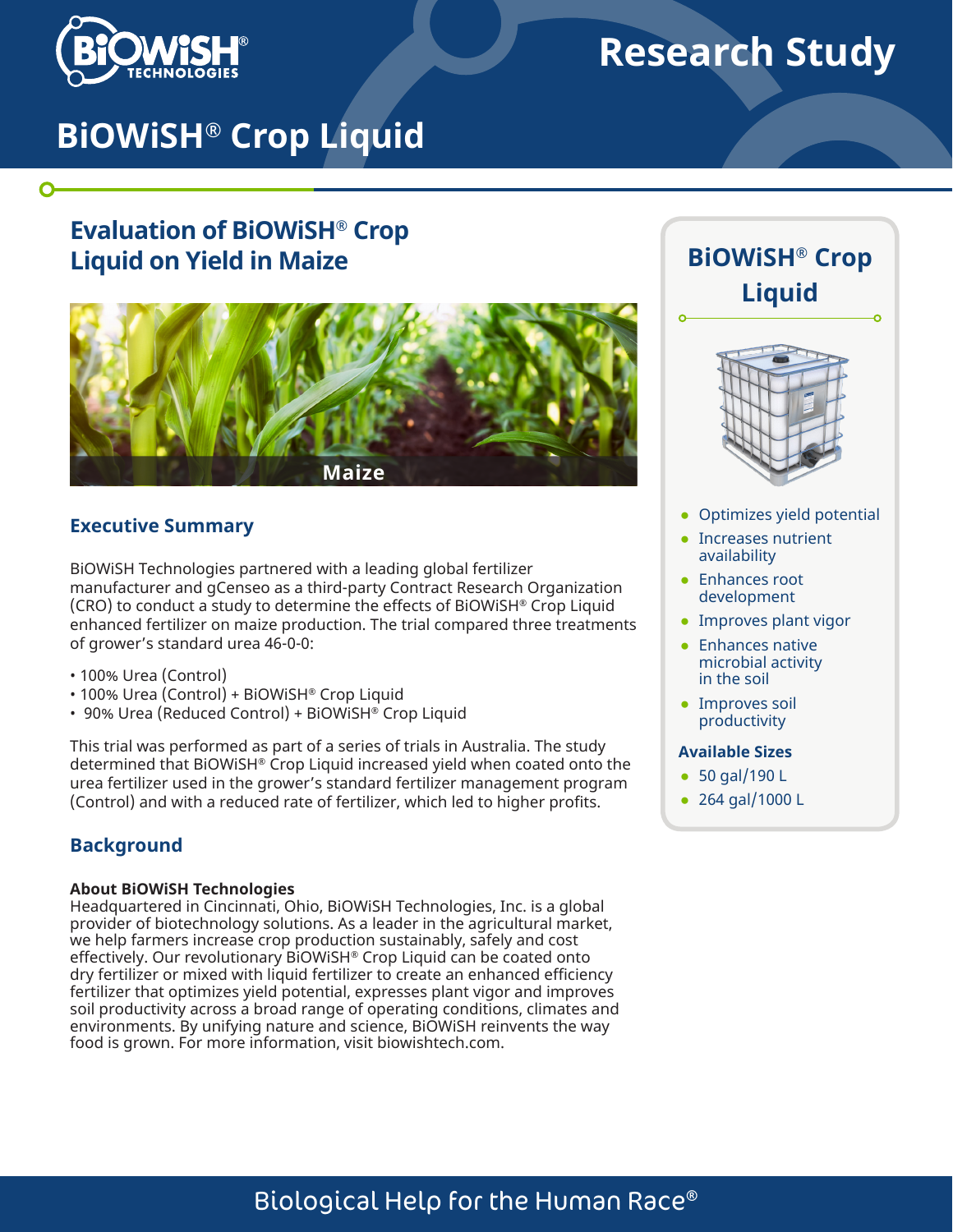# Research Study

# BiOWiSH® Crop Liquid

## Evaluation of BiOWiSH® Crop Liquid on Yield in Maize

Maize

### Executive Summary

BiOWiSH Technologies partnered with a leading global fertilizer manufacturer and gCenseo as a third-party Contract Research Organization (CRO) to conduct a study to determine the effects of BiOWiSH® Crop Liquid enhanced fertilizer on maize production. The trial compared three treatments of grower's standard urea 46-0-0:

- 100% Urea (Control)
- 100% Urea (Control) + BiOWiSH® Crop Liquid
- 90% Urea (Reduced Control) + BiOWiSH® Crop Liquid

This trial was performed as part of a series of trials in Australia. The study determined that BiOWiSH® Crop Liquid increased yield when coated onto the urea fertilizer used in the grower's standard fertilizer management program (Control) and with a reduced rate of fertilizer, which led to higher profits.

### Background

**About BiOWiSH Technologies**

Headquartered in Cincinnati, Ohio, BiOWiSH Technologies, Inc. is a global provider of biotechnology solutions. As a leader in the agricultural market, we help farmers increase crop production sustainably, safely and cost effectively. Our revolutionary BiOWiSH® Crop Liquid can be coated onto dry fertilizer or mixed with liquid fertilizer to create an enhanced efficiency fertilizer that optimizes yield potential, expresses plant vigor and improves soil productivity across a broad range of operating conditions, climates and environments. By unifying nature and science, BiOWiSH reinvents the way food is grown. For more information, visit biowishtech.com.

### BiOWiSH® Crop Liquid

- Optimizes yield potential
- Increases nutrient availability
- Enhances root development
- Improves plant vigor
- Enhances native microbial activity in the soil
- Improves soil productivity

**Available Sizes**

- 50 gal/190 L
- 264 gal/1000 L

Biological Help for the Human Race®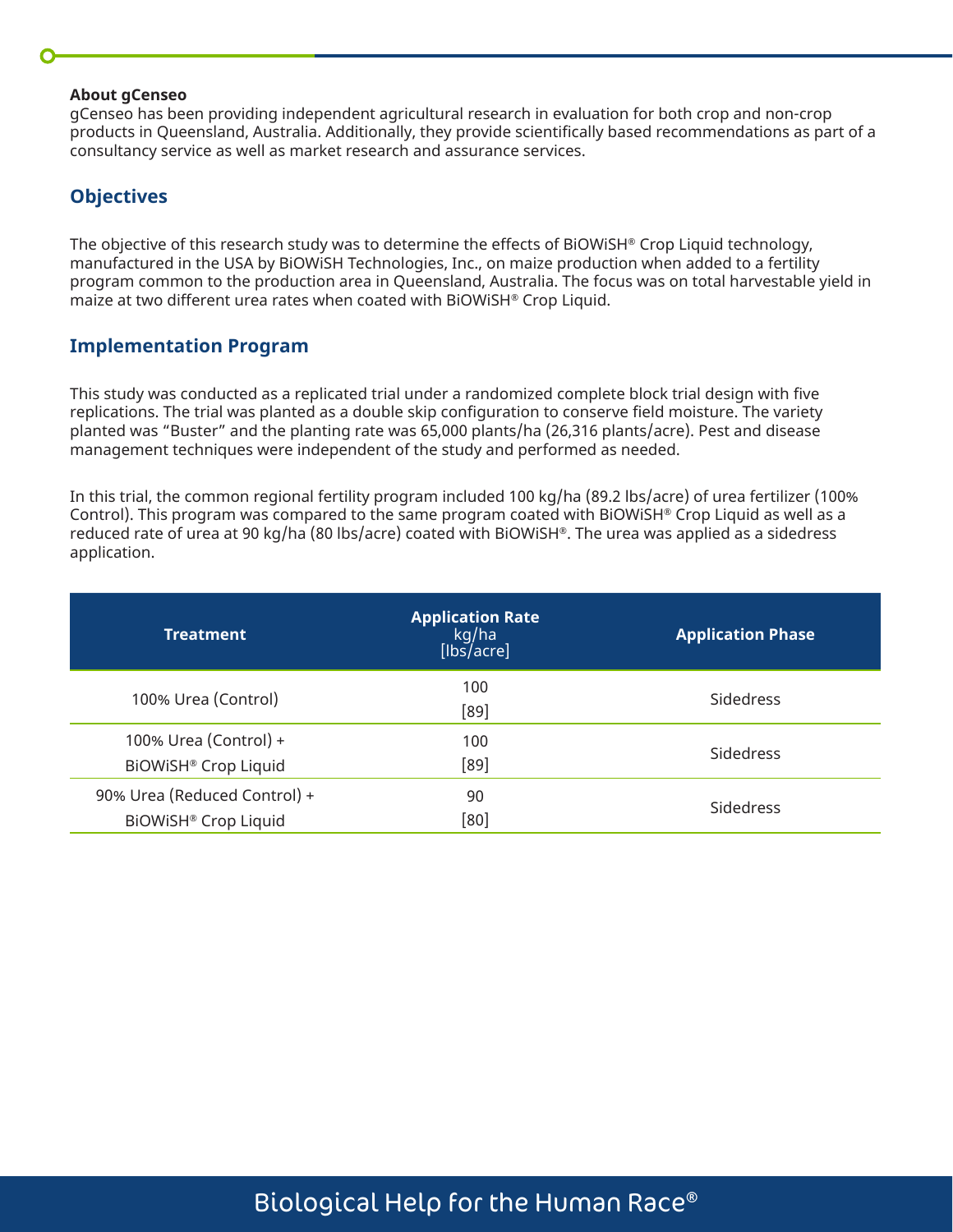**About gCenseo**
gCenseo has been providing independent agricultural research in evaluation for both crop and non-crop products in Queensland, Australia. Additionally, they provide scientifically based recommendations as part of a consultancy service as well as market research and assurance services.

## Objectives

The objective of this research study was to determine the effects of BiOWiSH® Crop Liquid technology, manufactured in the USA by BiOWiSH Technologies, Inc., on maize production when added to a fertility program common to the production area in Queensland, Australia. The focus was on total harvestable yield in maize at two different urea rates when coated with BiOWiSH® Crop Liquid.

## Implementation Program

This study was conducted as a replicated trial under a randomized complete block trial design with five replications. The trial was planted as a double skip configuration to conserve field moisture. The variety planted was "Buster" and the planting rate was 65,000 plants/ha (26,316 plants/acre). Pest and disease management techniques were independent of the study and performed as needed.

In this trial, the common regional fertility program included 100 kg/ha (89.2 lbs/acre) of urea fertilizer (100% Control). This program was compared to the same program coated with BiOWiSH® Crop Liquid as well as a reduced rate of urea at 90 kg/ha (80 lbs/acre) coated with BiOWiSH®. The urea was applied as a sidedress application.

| Treatment | Application Rate kg/ha [lbs/acre] | Application Phase |
|---|---|---|
| 100% Urea (Control) | 100 [89] | Sidedress |
| 100% Urea (Control) + BiOWiSH® Crop Liquid | 100 [89] | Sidedress |
| 90% Urea (Reduced Control) + BiOWiSH® Crop Liquid | 90 [80] | Sidedress |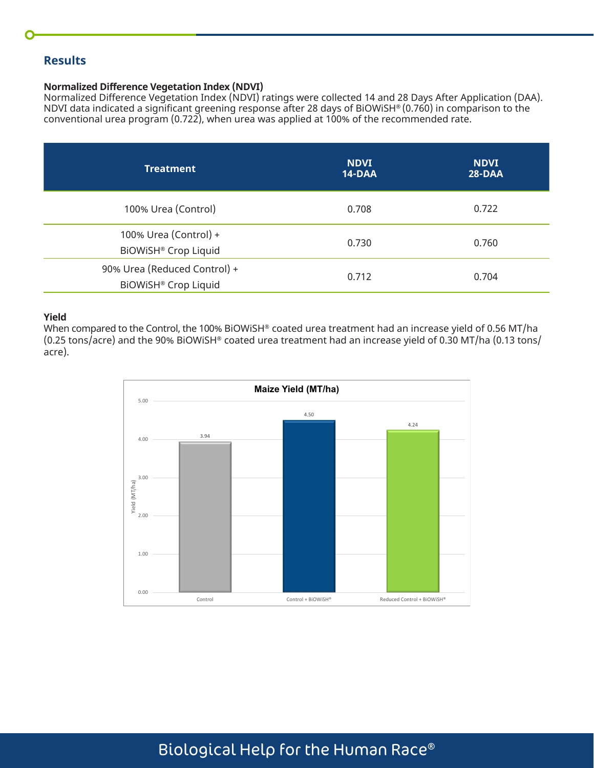## Results

**Normalized Difference Vegetation Index (NDVI)**

Normalized Difference Vegetation Index (NDVI) ratings were collected 14 and 28 Days After Application (DAA). NDVI data indicated a significant greening response after 28 days of BiOWiSH® (0.760) in comparison to the conventional urea program (0.722), when urea was applied at 100% of the recommended rate.

| Treatment | NDVI 14-DAA | NDVI 28-DAA |
|---|---|---|
| 100% Urea (Control) | 0.708 | 0.722 |
| 100% Urea (Control) + BiOWiSH® Crop Liquid | 0.730 | 0.760 |
| 90% Urea (Reduced Control) + BiOWiSH® Crop Liquid | 0.712 | 0.704 |

**Yield**

When compared to the Control, the 100% BiOWiSH® coated urea treatment had an increase yield of 0.56 MT/ha (0.25 tons/acre) and the 90% BiOWiSH® coated urea treatment had an increase yield of 0.30 MT/ha (0.13 tons/acre).

**Maize Yield (MT/ha)**

| Treatment | Yield (MT/ha) |
|---|---|
| Control | 3.94 |
| Control + BiOWiSH® | 4.50 |
| Reduced Control + BiOWiSH® | 4.24 |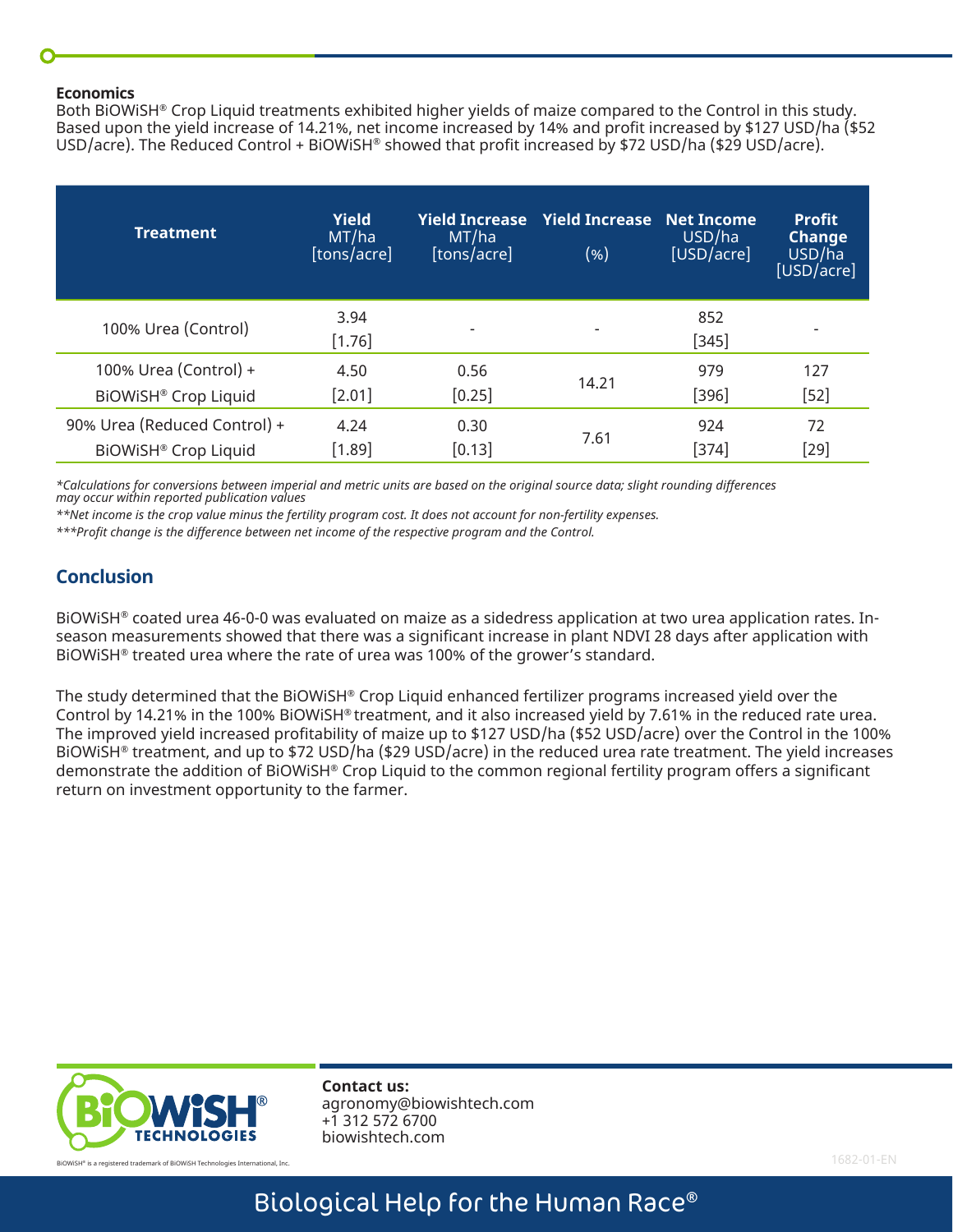**Economics**

Both BiOWiSH® Crop Liquid treatments exhibited higher yields of maize compared to the Control in this study. Based upon the yield increase of 14.21%, net income increased by 14% and profit increased by $127 USD/ha ($52 USD/acre). The Reduced Control + BiOWiSH® showed that profit increased by $72 USD/ha ($29 USD/acre).

| Treatment | Yield MT/ha [tons/acre] | Yield Increase MT/ha [tons/acre] | Yield Increase (%) | Net Income USD/ha [USD/acre] | Profit Change USD/ha [USD/acre] |
|---|---|---|---|---|---|
| 100% Urea (Control) | 3.94 [1.76] | - | - | 852 [345] | - |
| 100% Urea (Control) + BiOWiSH® Crop Liquid | 4.50 [2.01] | 0.56 [0.25] | 14.21 | 979 [396] | 127 [52] |
| 90% Urea (Reduced Control) + BiOWiSH® Crop Liquid | 4.24 [1.89] | 0.30 [0.13] | 7.61 | 924 [374] | 72 [29] |

*\*Calculations for conversions between imperial and metric units are based on the original source data; slight rounding differences may occur within reported publication values*

*\*\*Net income is the crop value minus the fertility program cost. It does not account for non-fertility expenses.*

*\*\*\*Profit change is the difference between net income of the respective program and the Control.*

## Conclusion

BiOWiSH® coated urea 46-0-0 was evaluated on maize as a sidedress application at two urea application rates. In-season measurements showed that there was a significant increase in plant NDVI 28 days after application with BiOWiSH® treated urea where the rate of urea was 100% of the grower's standard.

The study determined that the BiOWiSH® Crop Liquid enhanced fertilizer programs increased yield over the Control by 14.21% in the 100% BiOWiSH® treatment, and it also increased yield by 7.61% in the reduced rate urea. The improved yield increased profitability of maize up to $127 USD/ha ($52 USD/acre) over the Control in the 100% BiOWiSH® treatment, and up to $72 USD/ha ($29 USD/acre) in the reduced urea rate treatment. The yield increases demonstrate the addition of BiOWiSH® Crop Liquid to the common regional fertility program offers a significant return on investment opportunity to the farmer.

**Contact us:**
agronomy@biowishtech.com
+1 312 572 6700
biowishtech.com

BiOWiSH® is a registered trademark of BiOWiSH Technologies International, Inc.

1682-01-EN

Biological Help for the Human Race®